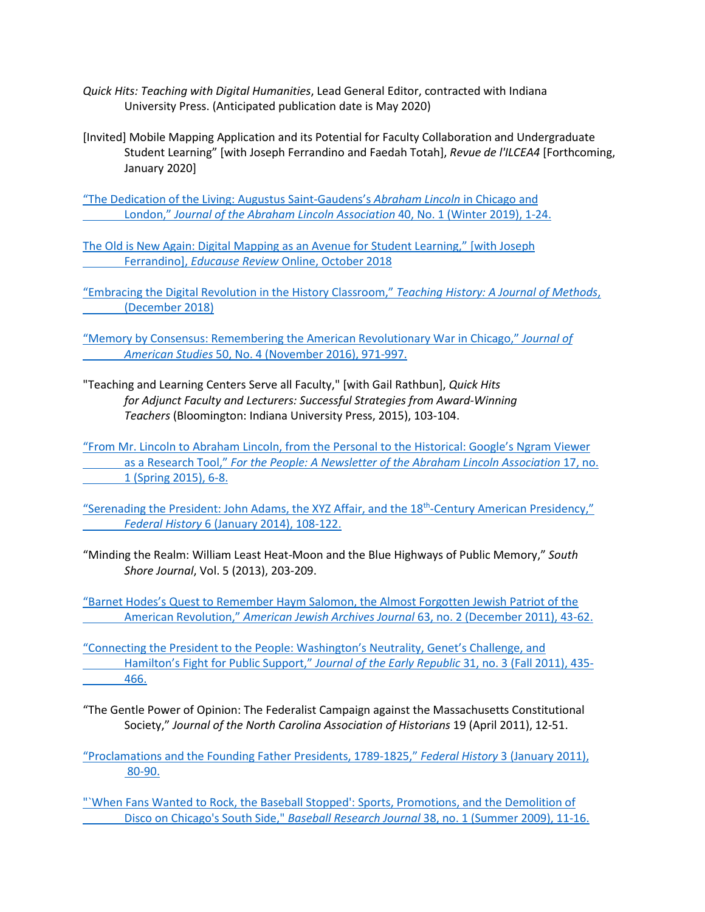*Quick Hits: Teaching with Digital Humanities*, Lead General Editor, contracted with Indiana University Press. (Anticipated publication date is May 2020)

[Invited] Mobile Mapping Application and its Potential for Faculty Collaboration and Undergraduate Student Learning" [with Joseph Ferrandino and Faedah Totah], *Revue de l'ILCEA4* [Forthcoming, January 2020]

"The Dedication of the Living: Augustus Saint-Gaudens's *Abraham Lincoln* in Chicago and London," *Journal of the Abraham Lincoln Association* 40, No. 1 (Winter 2019), 1-24.

The Old is New Again: Digital Mapping as an Avenue for Student Learning," [with Joseph Ferrandino], *Educause Review* Online, October 2018

"Embracing the Digital Revolution in the History Classroom," *Teaching History: A Journal of Methods*, (December 2018)

"Memory by Consensus: Remembering the American Revolutionary War in Chicago," *Journal of American Studies* 50, No. 4 (November 2016), 971-997.

"Teaching and Learning Centers Serve all Faculty," [with Gail Rathbun], *Quick Hits for Adjunct Faculty and Lecturers: Successful Strategies from Award-Winning Teachers* (Bloomington: Indiana University Press, 2015), 103-104.

"From Mr. Lincoln to Abraham Lincoln, from the Personal to the Historical: Google's Ngram Viewer as a Research Tool," *For the People: A Newsletter of the Abraham Lincoln Association* 17, no. 1 (Spring 2015), 6-8.

"Serenading the President: John Adams, the XYZ Affair, and the 18th-Century American Presidency," *Federal History* 6 (January 2014), 108-122.

"Minding the Realm: William Least Heat-Moon and the Blue Highways of Public Memory," *South Shore Journal*, Vol. 5 (2013), 203-209.

"Barnet Hodes's Quest to Remember Haym Salomon, the Almost Forgotten Jewish Patriot of the American Revolution," *American Jewish Archives Journal* 63, no. 2 (December 2011), 43-62.

"Connecting the President to the People: Washington's Neutrality, Genet's Challenge, and Hamilton's Fight for Public Support," *Journal of the Early Republic* 31, no. 3 (Fall 2011), 435-466.

"The Gentle Power of Opinion: The Federalist Campaign against the Massachusetts Constitutional Society," *Journal of the North Carolina Association of Historians* 19 (April 2011), 12-51.

"Proclamations and the Founding Father Presidents, 1789-1825," *Federal History* 3 (January 2011), 80-90.

"`When Fans Wanted to Rock, the Baseball Stopped': Sports, Promotions, and the Demolition of Disco on Chicago's South Side," *Baseball Research Journal* 38, no. 1 (Summer 2009), 11-16.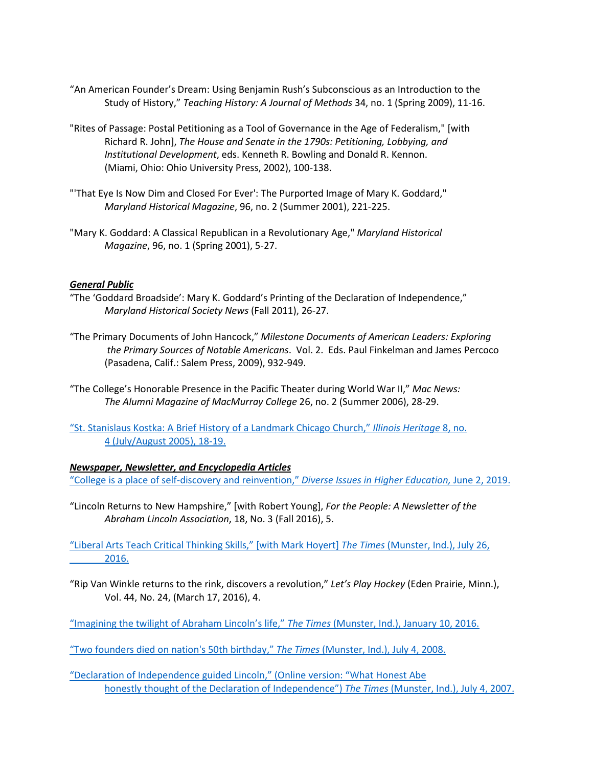"An American Founder's Dream: Using Benjamin Rush's Subconscious as an Introduction to the Study of History," *Teaching History: A Journal of Methods* 34, no. 1 (Spring 2009), 11-16.

"Rites of Passage: Postal Petitioning as a Tool of Governance in the Age of Federalism," [with Richard R. John], *The House and Senate in the 1790s: Petitioning, Lobbying, and Institutional Development*, eds. Kenneth R. Bowling and Donald R. Kennon. (Miami, Ohio: Ohio University Press, 2002), 100-138.

"'That Eye Is Now Dim and Closed For Ever': The Purported Image of Mary K. Goddard," *Maryland Historical Magazine*, 96, no. 2 (Summer 2001), 221-225.

"Mary K. Goddard: A Classical Republican in a Revolutionary Age," *Maryland Historical Magazine*, 96, no. 1 (Spring 2001), 5-27.

***General Public***

"The 'Goddard Broadside': Mary K. Goddard's Printing of the Declaration of Independence," *Maryland Historical Society News* (Fall 2011), 26-27.

"The Primary Documents of John Hancock," *Milestone Documents of American Leaders: Exploring the Primary Sources of Notable Americans*. Vol. 2. Eds. Paul Finkelman and James Percoco (Pasadena, Calif.: Salem Press, 2009), 932-949.

"The College's Honorable Presence in the Pacific Theater during World War II," *Mac News: The Alumni Magazine of MacMurray College* 26, no. 2 (Summer 2006), 28-29.

"St. Stanislaus Kostka: A Brief History of a Landmark Chicago Church," *Illinois Heritage* 8, no. 4 (July/August 2005), 18-19.

***Newspaper, Newsletter, and Encyclopedia Articles***

"College is a place of self-discovery and reinvention," *Diverse Issues in Higher Education,* June 2, 2019.

"Lincoln Returns to New Hampshire," [with Robert Young], *For the People: A Newsletter of the Abraham Lincoln Association*, 18, No. 3 (Fall 2016), 5.

"Liberal Arts Teach Critical Thinking Skills," [with Mark Hoyert] *The Times* (Munster, Ind.), July 26, 2016.

"Rip Van Winkle returns to the rink, discovers a revolution," *Let's Play Hockey* (Eden Prairie, Minn.), Vol. 44, No. 24, (March 17, 2016), 4.

"Imagining the twilight of Abraham Lincoln's life," *The Times* (Munster, Ind.), January 10, 2016.

"Two founders died on nation's 50th birthday," *The Times* (Munster, Ind.), July 4, 2008.

"Declaration of Independence guided Lincoln," (Online version: "What Honest Abe honestly thought of the Declaration of Independence") *The Times* (Munster, Ind.), July 4, 2007.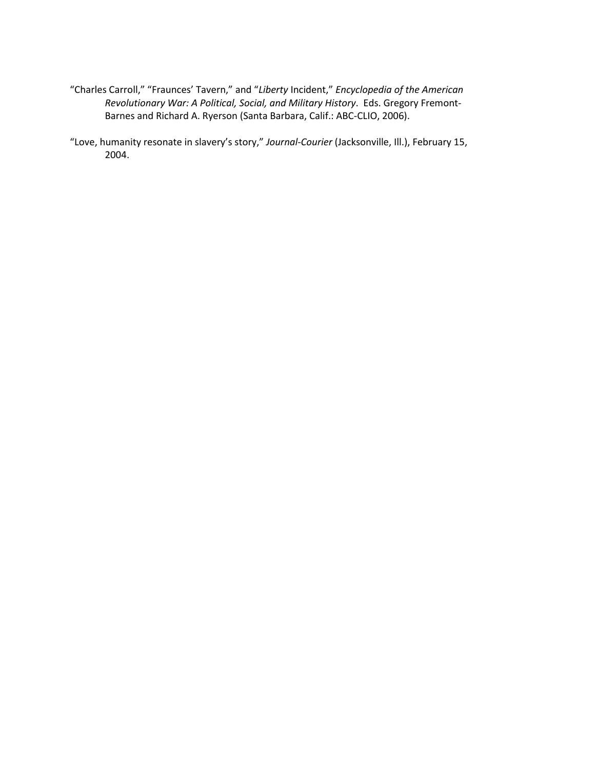"Charles Carroll," "Fraunces' Tavern," and "*Liberty* Incident," *Encyclopedia of the American Revolutionary War: A Political, Social, and Military History*. Eds. Gregory Fremont-Barnes and Richard A. Ryerson (Santa Barbara, Calif.: ABC-CLIO, 2006).

"Love, humanity resonate in slavery's story," *Journal-Courier* (Jacksonville, Ill.), February 15, 2004.